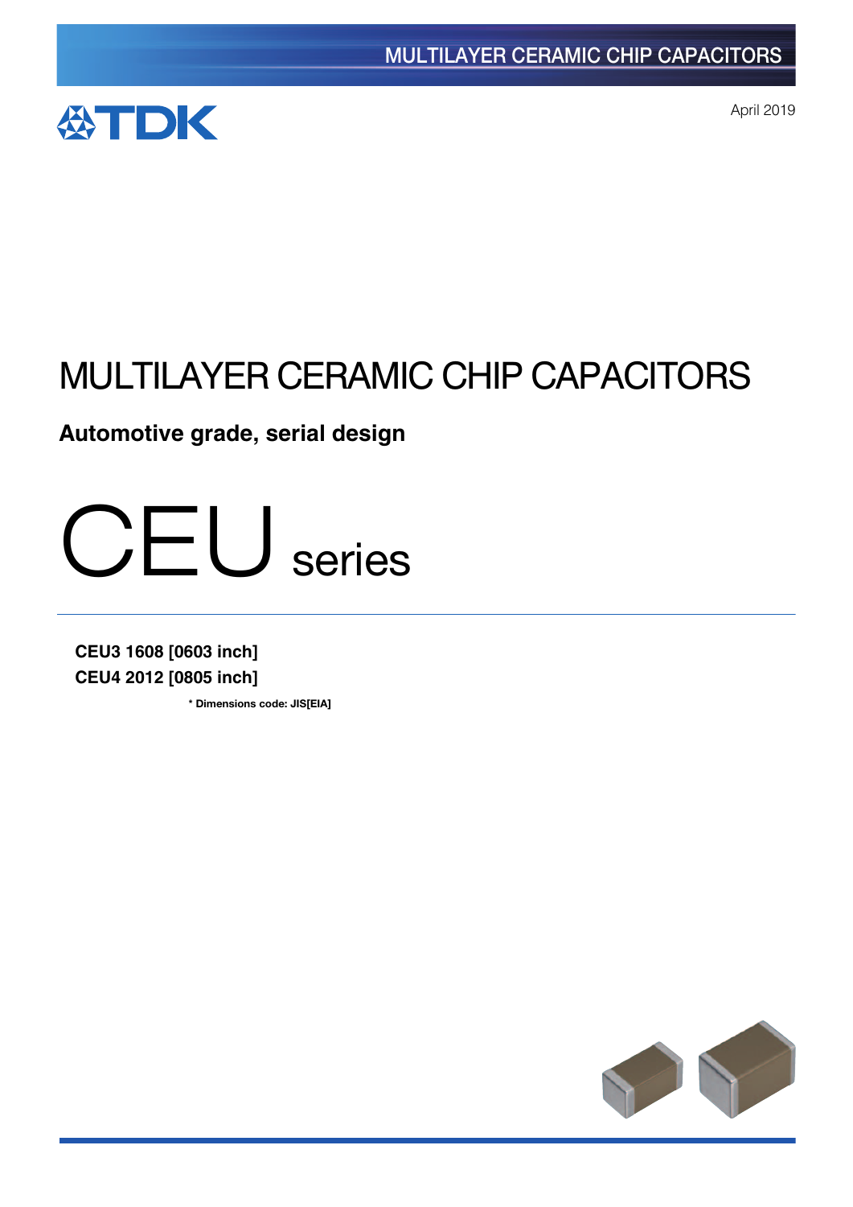April 2019

# MULTILAYER CERAMIC CHIP CAPACITORS

**Automotive grade, serial design**

# CEU series

**CEU3 1608 [0603 inch]**
**CEU4 2012 [0805 inch]**

**\* Dimensions code: JIS[EIA]**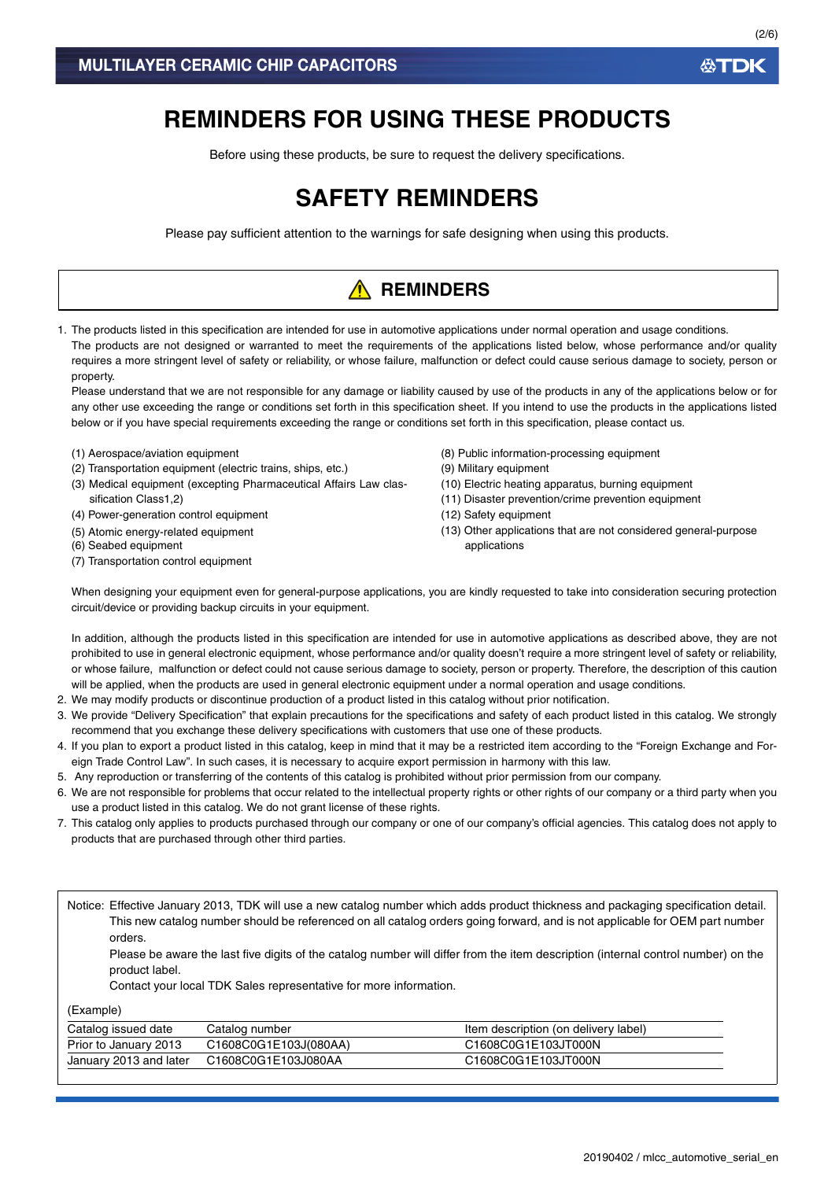# REMINDERS FOR USING THESE PRODUCTS

Before using these products, be sure to request the delivery specifications.

# SAFETY REMINDERS

Please pay sufficient attention to the warnings for safe designing when using this products.

## ⚠ REMINDERS

1. The products listed in this specification are intended for use in automotive applications under normal operation and usage conditions.
   The products are not designed or warranted to meet the requirements of the applications listed below, whose performance and/or quality requires a more stringent level of safety or reliability, or whose failure, malfunction or defect could cause serious damage to society, person or property.
   Please understand that we are not responsible for any damage or liability caused by use of the products in any of the applications below or for any other use exceeding the range or conditions set forth in this specification sheet. If you intend to use the products in the applications listed below or if you have special requirements exceeding the range or conditions set forth in this specification, please contact us.

   (1) Aerospace/aviation equipment
   (2) Transportation equipment (electric trains, ships, etc.)
   (3) Medical equipment (excepting Pharmaceutical Affairs Law classification Class1,2)
   (4) Power-generation control equipment
   (5) Atomic energy-related equipment
   (6) Seabed equipment
   (7) Transportation control equipment
   (8) Public information-processing equipment
   (9) Military equipment
   (10) Electric heating apparatus, burning equipment
   (11) Disaster prevention/crime prevention equipment
   (12) Safety equipment
   (13) Other applications that are not considered general-purpose applications

   When designing your equipment even for general-purpose applications, you are kindly requested to take into consideration securing protection circuit/device or providing backup circuits in your equipment.

   In addition, although the products listed in this specification are intended for use in automotive applications as described above, they are not prohibited to use in general electronic equipment, whose performance and/or quality doesn't require a more stringent level of safety or reliability, or whose failure, malfunction or defect could not cause serious damage to society, person or property. Therefore, the description of this caution will be applied, when the products are used in general electronic equipment under a normal operation and usage conditions.
2. We may modify products or discontinue production of a product listed in this catalog without prior notification.
3. We provide "Delivery Specification" that explain precautions for the specifications and safety of each product listed in this catalog. We strongly recommend that you exchange these delivery specifications with customers that use one of these products.
4. If you plan to export a product listed in this catalog, keep in mind that it may be a restricted item according to the "Foreign Exchange and Foreign Trade Control Law". In such cases, it is necessary to acquire export permission in harmony with this law.
5. Any reproduction or transferring of the contents of this catalog is prohibited without prior permission from our company.
6. We are not responsible for problems that occur related to the intellectual property rights or other rights of our company or a third party when you use a product listed in this catalog. We do not grant license of these rights.
7. This catalog only applies to products purchased through our company or one of our company's official agencies. This catalog does not apply to products that are purchased through other third parties.

Notice: Effective January 2013, TDK will use a new catalog number which adds product thickness and packaging specification detail. This new catalog number should be referenced on all catalog orders going forward, and is not applicable for OEM part number orders.
Please be aware the last five digits of the catalog number will differ from the item description (internal control number) on the product label.
Contact your local TDK Sales representative for more information.

(Example)

| Catalog issued date | Catalog number | Item description (on delivery label) |
|---|---|---|
| Prior to January 2013 | C1608C0G1E103J(080AA) | C1608C0G1E103JT000N |
| January 2013 and later | C1608C0G1E103J080AA | C1608C0G1E103JT000N |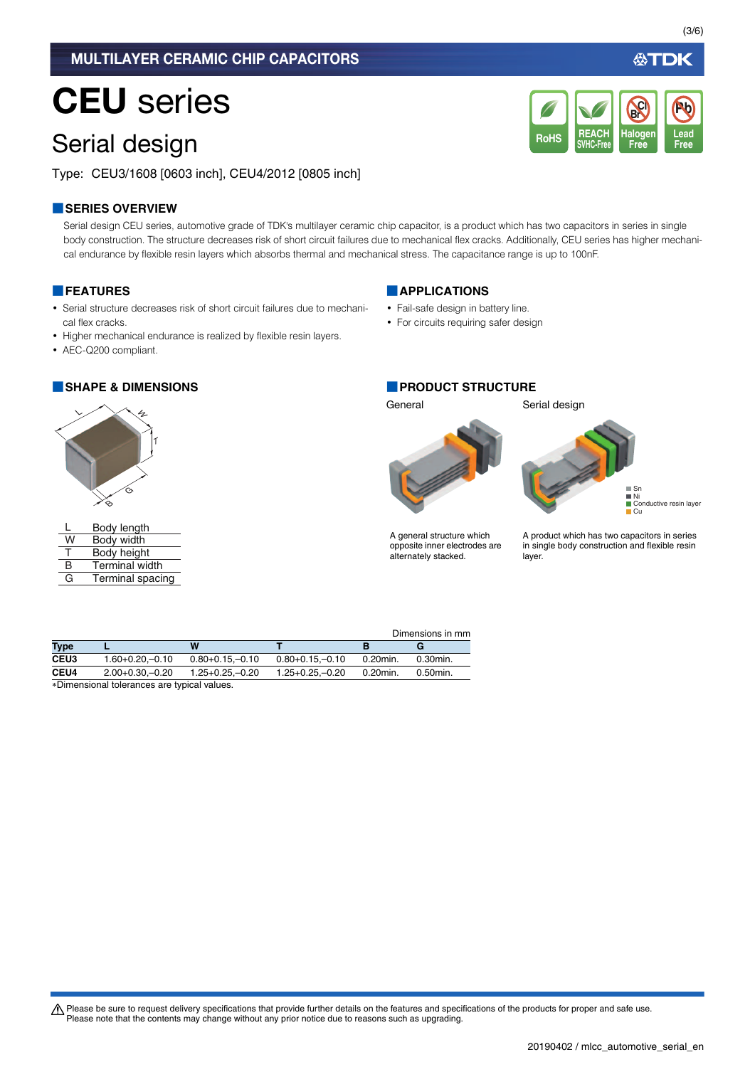# CEU series

## Serial design

Type: CEU3/1608 [0603 inch], CEU4/2012 [0805 inch]

### SERIES OVERVIEW

Serial design CEU series, automotive grade of TDK's multilayer ceramic chip capacitor, is a product which has two capacitors in series in single body construction. The structure decreases risk of short circuit failures due to mechanical flex cracks. Additionally, CEU series has higher mechanical endurance by flexible resin layers which absorbs thermal and mechanical stress. The capacitance range is up to 100nF.

### FEATURES

- Serial structure decreases risk of short circuit failures due to mechanical flex cracks.
- Higher mechanical endurance is realized by flexible resin layers.
- AEC-Q200 compliant.

### APPLICATIONS

- Fail-safe design in battery line.
- For circuits requiring safer design

### SHAPE & DIMENSIONS

| | |
|---|---|
| L | Body length |
| W | Body width |
| T | Body height |
| B | Terminal width |
| G | Terminal spacing |

Dimensions in mm

| Type | L | W | T | B | G |
|---|---|---|---|---|---|
| CEU3 | 1.60+0.20,–0.10 | 0.80+0.15,–0.10 | 0.80+0.15,–0.10 | 0.20min. | 0.30min. |
| CEU4 | 2.00+0.30,–0.20 | 1.25+0.25,–0.20 | 1.25+0.25,–0.20 | 0.20min. | 0.50min. |

*Dimensional tolerances are typical values.

### PRODUCT STRUCTURE

General

A general structure which opposite inner electrodes are alternately stacked.

Serial design

Sn
Ni
Conductive resin layer
Cu

A product which has two capacitors in series in single body construction and flexible resin layer.

Please be sure to request delivery specifications that provide further details on the features and specifications of the products for proper and safe use.
Please note that the contents may change without any prior notice due to reasons such as upgrading.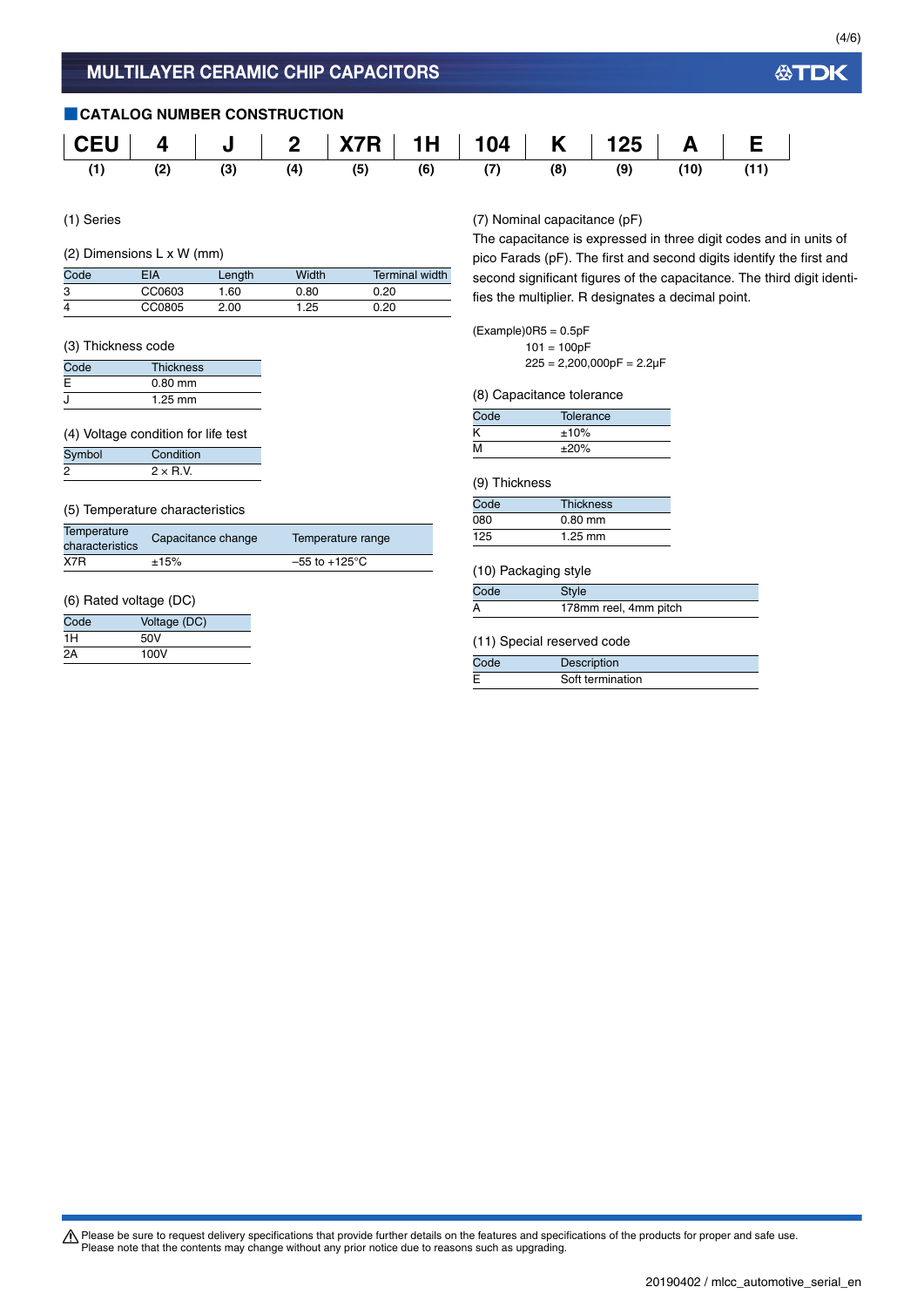# MULTILAYER CERAMIC CHIP CAPACITORS

## CATALOG NUMBER CONSTRUCTION

| CEU | 4 | J | 2 | X7R | 1H | 104 | K | 125 | A | E |
|---|---|---|---|---|---|---|---|---|---|---|
| (1) | (2) | (3) | (4) | (5) | (6) | (7) | (8) | (9) | (10) | (11) |

(1) Series

(2) Dimensions L x W (mm)

| Code | EIA | Length | Width | Terminal width |
|---|---|---|---|---|
| 3 | CC0603 | 1.60 | 0.80 | 0.20 |
| 4 | CC0805 | 2.00 | 1.25 | 0.20 |

(3) Thickness code

| Code | Thickness |
|---|---|
| E | 0.80 mm |
| J | 1.25 mm |

(4) Voltage condition for life test

| Symbol | Condition |
|---|---|
| 2 | 2 × R.V. |

(5) Temperature characteristics

| Temperature characteristics | Capacitance change | Temperature range |
|---|---|---|
| X7R | ±15% | –55 to +125°C |

(6) Rated voltage (DC)

| Code | Voltage (DC) |
|---|---|
| 1H | 50V |
| 2A | 100V |

(7) Nominal capacitance (pF)

The capacitance is expressed in three digit codes and in units of pico Farads (pF). The first and second digits identify the first and second significant figures of the capacitance. The third digit identifies the multiplier. R designates a decimal point.

(Example)0R5 = 0.5pF
101 = 100pF
225 = 2,200,000pF = 2.2μF

(8) Capacitance tolerance

| Code | Tolerance |
|---|---|
| K | ±10% |
| M | ±20% |

(9) Thickness

| Code | Thickness |
|---|---|
| 080 | 0.80 mm |
| 125 | 1.25 mm |

(10) Packaging style

| Code | Style |
|---|---|
| A | 178mm reel, 4mm pitch |

(11) Special reserved code

| Code | Description |
|---|---|
| E | Soft termination |

⚠ Please be sure to request delivery specifications that provide further details on the features and specifications of the products for proper and safe use.
Please note that the contents may change without any prior notice due to reasons such as upgrading.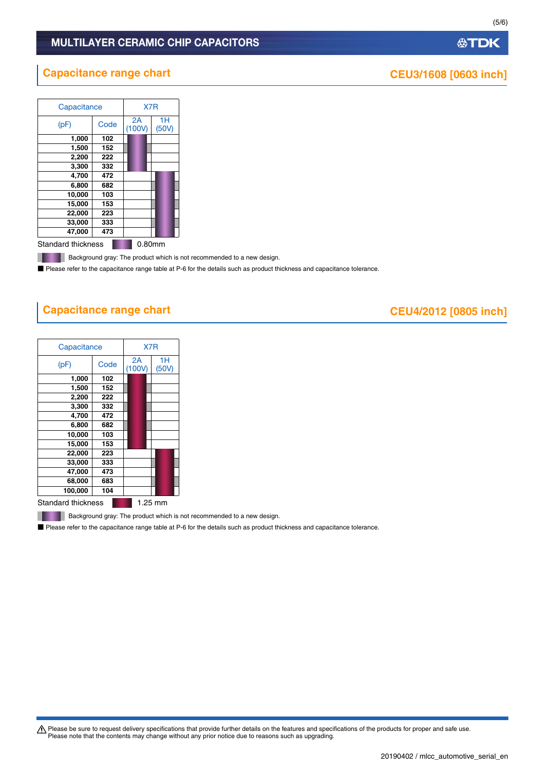## Capacitance range chart

### CEU3/1608 [0603 inch]

| Capacitance | | X7R | |
|---|---|---|---|
| (pF) | Code | 2A (100V) | 1H (50V) |
| 1,000 | 102 | ■ | |
| 1,500 | 152 | ■ | |
| 2,200 | 222 | ■ | |
| 3,300 | 332 | ■ | |
| 4,700 | 472 | | ■ |
| 6,800 | 682 | | ■ |
| 10,000 | 103 | | ■ |
| 15,000 | 153 | | ■ |
| 22,000 | 223 | | ■ |
| 33,000 | 333 | | ■ |
| 47,000 | 473 | | ■ |

Standard thickness ■ 0.80mm

Background gray: The product which is not recommended to a new design.

■ Please refer to the capacitance range table at P-6 for the details such as product thickness and capacitance tolerance.

## Capacitance range chart

### CEU4/2012 [0805 inch]

| Capacitance | | X7R | |
|---|---|---|---|
| (pF) | Code | 2A (100V) | 1H (50V) |
| 1,000 | 102 | ■ | |
| 1,500 | 152 | ■ | |
| 2,200 | 222 | ■ | |
| 3,300 | 332 | ■ | |
| 4,700 | 472 | ■ | |
| 6,800 | 682 | ■ | |
| 10,000 | 103 | ■ | |
| 15,000 | 153 | ■ | |
| 22,000 | 223 | | ■ |
| 33,000 | 333 | | ■ |
| 47,000 | 473 | | ■ |
| 68,000 | 683 | | ■ |
| 100,000 | 104 | | ■ |

Standard thickness ■ 1.25 mm

Background gray: The product which is not recommended to a new design.

■ Please refer to the capacitance range table at P-6 for the details such as product thickness and capacitance tolerance.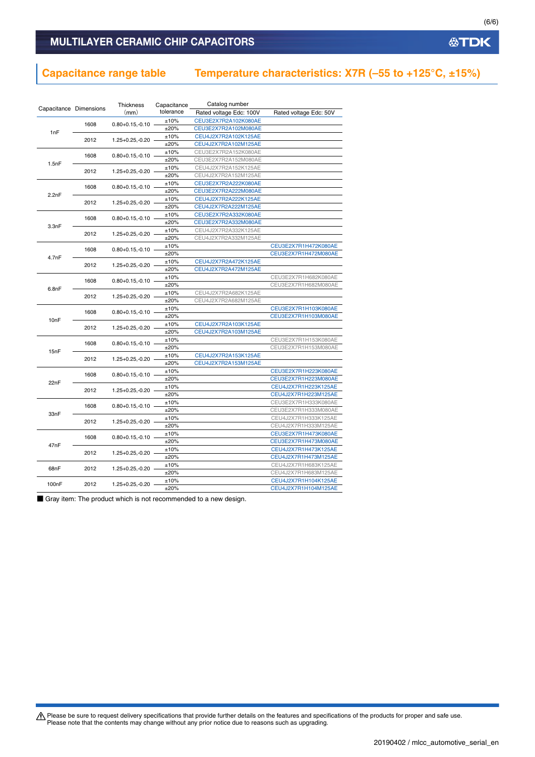## Capacitance range table

## Temperature characteristics: X7R (–55 to +125°C, ±15%)

| Capacitance | Dimensions | Thickness (mm) | Capacitance tolerance | Catalog number | |
|---|---|---|---|---|---|
| | | | | Rated voltage Edc: 100V | Rated voltage Edc: 50V |
| 1nF | 1608 | 0.80+0.15,-0.10 | ±10% | CEU3E2X7R2A102K080AE | |
| | | | ±20% | CEU3E2X7R2A102M080AE | |
| | 2012 | 1.25+0.25,-0.20 | ±10% | CEU4J2X7R2A102K125AE | |
| | | | ±20% | CEU4J2X7R2A102M125AE | |
| 1.5nF | 1608 | 0.80+0.15,-0.10 | ±10% | CEU3E2X7R2A152K080AE | |
| | | | ±20% | CEU3E2X7R2A152M080AE | |
| | 2012 | 1.25+0.25,-0.20 | ±10% | CEU4J2X7R2A152K125AE | |
| | | | ±20% | CEU4J2X7R2A152M125AE | |
| 2.2nF | 1608 | 0.80+0.15,-0.10 | ±10% | CEU3E2X7R2A222K080AE | |
| | | | ±20% | CEU3E2X7R2A222M080AE | |
| | 2012 | 1.25+0.25,-0.20 | ±10% | CEU4J2X7R2A222K125AE | |
| | | | ±20% | CEU4J2X7R2A222M125AE | |
| 3.3nF | 1608 | 0.80+0.15,-0.10 | ±10% | CEU3E2X7R2A332K080AE | |
| | | | ±20% | CEU3E2X7R2A332M080AE | |
| | 2012 | 1.25+0.25,-0.20 | ±10% | CEU4J2X7R2A332K125AE | |
| | | | ±20% | CEU4J2X7R2A332M125AE | |
| 4.7nF | 1608 | 0.80+0.15,-0.10 | ±10% | | CEU3E2X7R1H472K080AE |
| | | | ±20% | | CEU3E2X7R1H472M080AE |
| | 2012 | 1.25+0.25,-0.20 | ±10% | CEU4J2X7R2A472K125AE | |
| | | | ±20% | CEU4J2X7R2A472M125AE | |
| 6.8nF | 1608 | 0.80+0.15,-0.10 | ±10% | | CEU3E2X7R1H682K080AE |
| | | | ±20% | | CEU3E2X7R1H682M080AE |
| | 2012 | 1.25+0.25,-0.20 | ±10% | CEU4J2X7R2A682K125AE | |
| | | | ±20% | CEU4J2X7R2A682M125AE | |
| 10nF | 1608 | 0.80+0.15,-0.10 | ±10% | | CEU3E2X7R1H103K080AE |
| | | | ±20% | | CEU3E2X7R1H103M080AE |
| | 2012 | 1.25+0.25,-0.20 | ±10% | CEU4J2X7R2A103K125AE | |
| | | | ±20% | CEU4J2X7R2A103M125AE | |
| 15nF | 1608 | 0.80+0.15,-0.10 | ±10% | | CEU3E2X7R1H153K080AE |
| | | | ±20% | | CEU3E2X7R1H153M080AE |
| | 2012 | 1.25+0.25,-0.20 | ±10% | CEU4J2X7R2A153K125AE | |
| | | | ±20% | CEU4J2X7R2A153M125AE | |
| 22nF | 1608 | 0.80+0.15,-0.10 | ±10% | | CEU3E2X7R1H223K080AE |
| | | | ±20% | | CEU3E2X7R1H223M080AE |
| | 2012 | 1.25+0.25,-0.20 | ±10% | | CEU4J2X7R1H223K125AE |
| | | | ±20% | | CEU4J2X7R1H223M125AE |
| 33nF | 1608 | 0.80+0.15,-0.10 | ±10% | | CEU3E2X7R1H333K080AE |
| | | | ±20% | | CEU3E2X7R1H333M080AE |
| | 2012 | 1.25+0.25,-0.20 | ±10% | | CEU4J2X7R1H333K125AE |
| | | | ±20% | | CEU4J2X7R1H333M125AE |
| 47nF | 1608 | 0.80+0.15,-0.10 | ±10% | | CEU3E2X7R1H473K080AE |
| | | | ±20% | | CEU3E2X7R1H473M080AE |
| | 2012 | 1.25+0.25,-0.20 | ±10% | | CEU4J2X7R1H473K125AE |
| | | | ±20% | | CEU4J2X7R1H473M125AE |
| 68nF | 2012 | 1.25+0.25,-0.20 | ±10% | | CEU4J2X7R1H683K125AE |
| | | | ±20% | | CEU4J2X7R1H683M125AE |
| 100nF | 2012 | 1.25+0.25,-0.20 | ±10% | | CEU4J2X7R1H104K125AE |
| | | | ±20% | | CEU4J2X7R1H104M125AE |

■ Gray item: The product which is not recommended to a new design.

⚠ Please be sure to request delivery specifications that provide further details on the features and specifications of the products for proper and safe use.
Please note that the contents may change without any prior notice due to reasons such as upgrading.